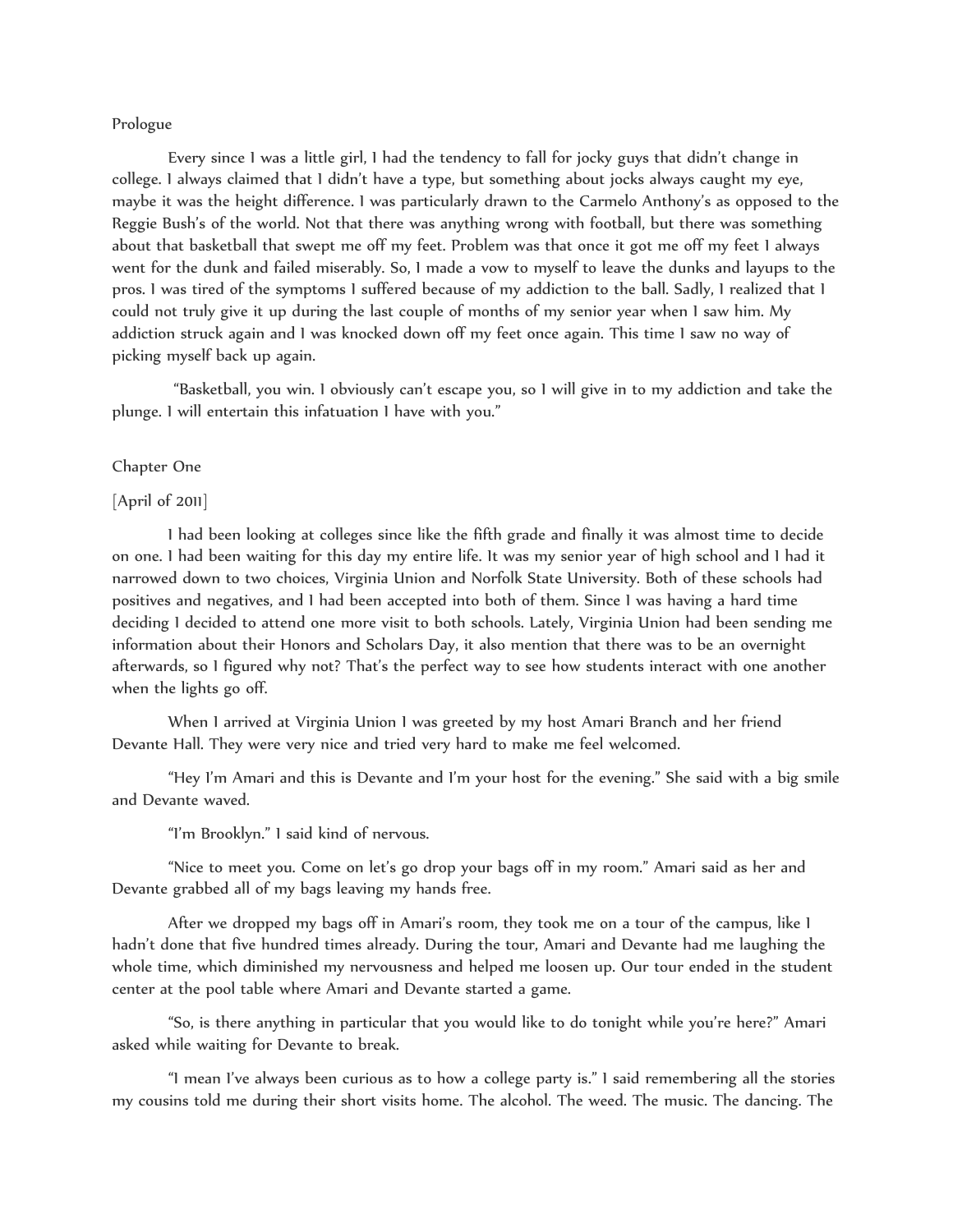## Prologue

Every since I was a little girl, I had the tendency to fall for jocky guys that didn't change in college. I always claimed that I didn't have a type, but something about jocks always caught my eye, maybe it was the height difference. I was particularly drawn to the Carmelo Anthony's as opposed to the Reggie Bush's of the world. Not that there was anything wrong with football, but there was something about that basketball that swept me off my feet. Problem was that once it got me off my feet I always went for the dunk and failed miserably. So, I made a vow to myself to leave the dunks and layups to the pros. I was tired of the symptoms I suffered because of my addiction to the ball. Sadly, I realized that I could not truly give it up during the last couple of months of my senior year when I saw him. My addiction struck again and I was knocked down off my feet once again. This time I saw no way of picking myself back up again.

"Basketball, you win. I obviously can't escape you, so I will give in to my addiction and take the plunge. I will entertain this infatuation I have with you."

## Chapter One

[April of 2011]

I had been looking at colleges since like the fifth grade and finally it was almost time to decide on one. I had been waiting for this day my entire life. It was my senior year of high school and I had it narrowed down to two choices, Virginia Union and Norfolk State University. Both of these schools had positives and negatives, and I had been accepted into both of them. Since I was having a hard time deciding I decided to attend one more visit to both schools. Lately, Virginia Union had been sending me information about their Honors and Scholars Day, it also mention that there was to be an overnight afterwards, so I figured why not? That's the perfect way to see how students interact with one another when the lights go off.

When I arrived at Virginia Union I was greeted by my host Amari Branch and her friend Devante Hall. They were very nice and tried very hard to make me feel welcomed.

"Hey I'm Amari and this is Devante and I'm your host for the evening." She said with a big smile and Devante waved.

"I'm Brooklyn." I said kind of nervous.

"Nice to meet you. Come on let's go drop your bags off in my room." Amari said as her and Devante grabbed all of my bags leaving my hands free.

After we dropped my bags off in Amari's room, they took me on a tour of the campus, like I hadn't done that five hundred times already. During the tour, Amari and Devante had me laughing the whole time, which diminished my nervousness and helped me loosen up. Our tour ended in the student center at the pool table where Amari and Devante started a game.

"So, is there anything in particular that you would like to do tonight while you're here?" Amari asked while waiting for Devante to break.

"I mean I've always been curious as to how a college party is." I said remembering all the stories my cousins told me during their short visits home. The alcohol. The weed. The music. The dancing. The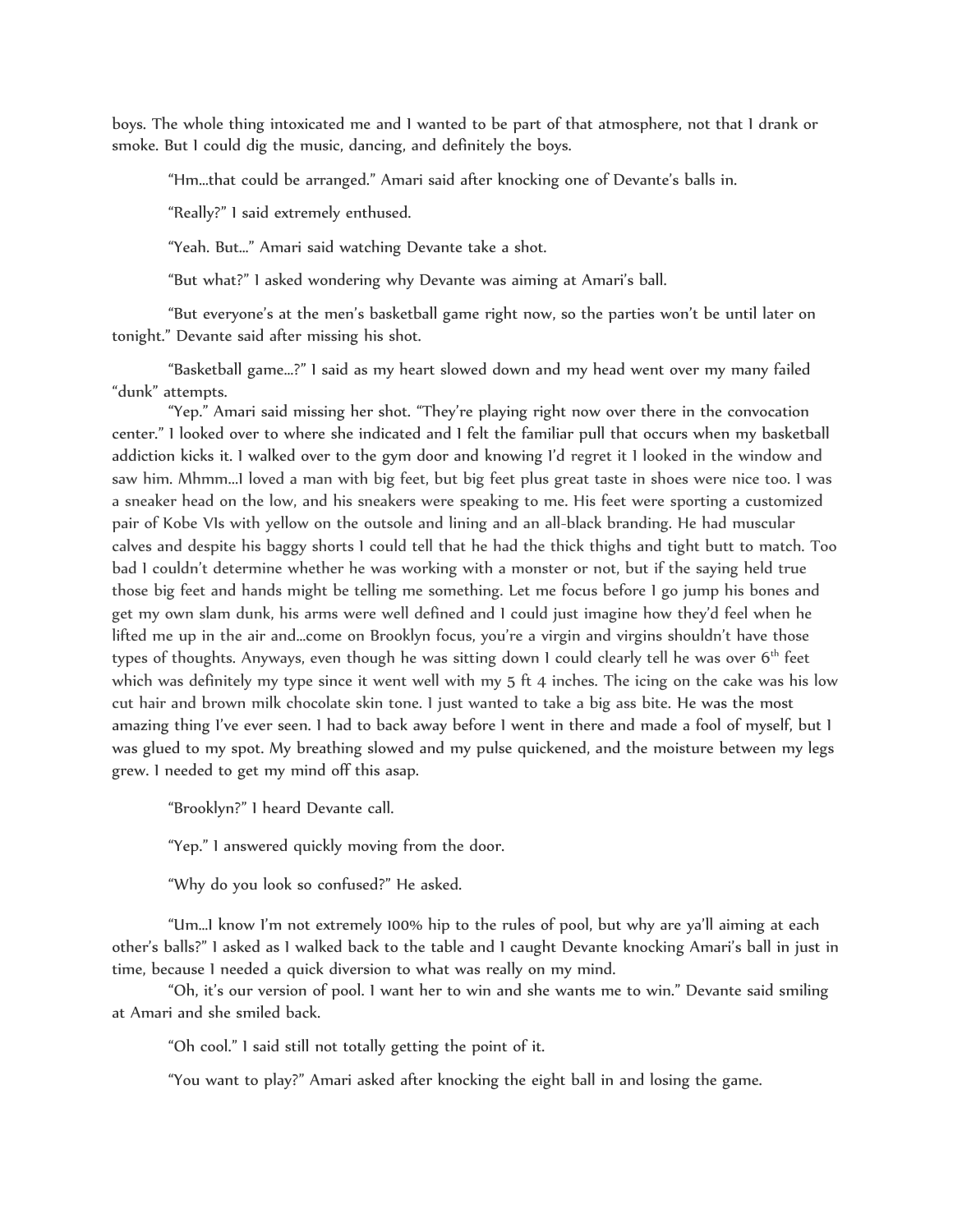boys. The whole thing intoxicated me and I wanted to be part of that atmosphere, not that I drank or smoke. But I could dig the music, dancing, and definitely the boys.

"Hm…that could be arranged." Amari said after knocking one of Devante's balls in.

"Really?" I said extremely enthused.

"Yeah. But…" Amari said watching Devante take a shot.

"But what?" I asked wondering why Devante was aiming at Amari's ball.

"But everyone's at the men's basketball game right now, so the parties won't be until later on tonight." Devante said after missing his shot.

"Basketball game…?" I said as my heart slowed down and my head went over my many failed "dunk" attempts.

"Yep." Amari said missing her shot. "They're playing right now over there in the convocation center." I looked over to where she indicated and I felt the familiar pull that occurs when my basketball addiction kicks it. I walked over to the gym door and knowing I'd regret it I looked in the window and saw him. Mhmm…I loved a man with big feet, but big feet plus great taste in shoes were nice too. I was a sneaker head on the low, and his sneakers were speaking to me. His feet were sporting a customized pair of Kobe VIs with yellow on the outsole and lining and an all-black branding. He had muscular calves and despite his baggy shorts I could tell that he had the thick thighs and tight butt to match. Too bad I couldn't determine whether he was working with a monster or not, but if the saying held true those big feet and hands might be telling me something. Let me focus before I go jump his bones and get my own slam dunk, his arms were well defined and I could just imagine how they'd feel when he lifted me up in the air and…come on Brooklyn focus, you're a virgin and virgins shouldn't have those types of thoughts. Anyways, even though he was sitting down I could clearly tell he was over 6th feet which was definitely my type since it went well with my 5 ft 4 inches. The icing on the cake was his low cut hair and brown milk chocolate skin tone. I just wanted to take a big ass bite. He was the most amazing thing I've ever seen. I had to back away before I went in there and made a fool of myself, but I was glued to my spot. My breathing slowed and my pulse quickened, and the moisture between my legs grew. I needed to get my mind off this asap.

"Brooklyn?" I heard Devante call.

"Yep." I answered quickly moving from the door.

"Why do you look so confused?" He asked.

"Um…I know I'm not extremely 100% hip to the rules of pool, but why are ya'll aiming at each other's balls?" I asked as I walked back to the table and I caught Devante knocking Amari's ball in just in time, because I needed a quick diversion to what was really on my mind.

"Oh, it's our version of pool. I want her to win and she wants me to win." Devante said smiling at Amari and she smiled back.

"Oh cool." I said still not totally getting the point of it.

"You want to play?" Amari asked after knocking the eight ball in and losing the game.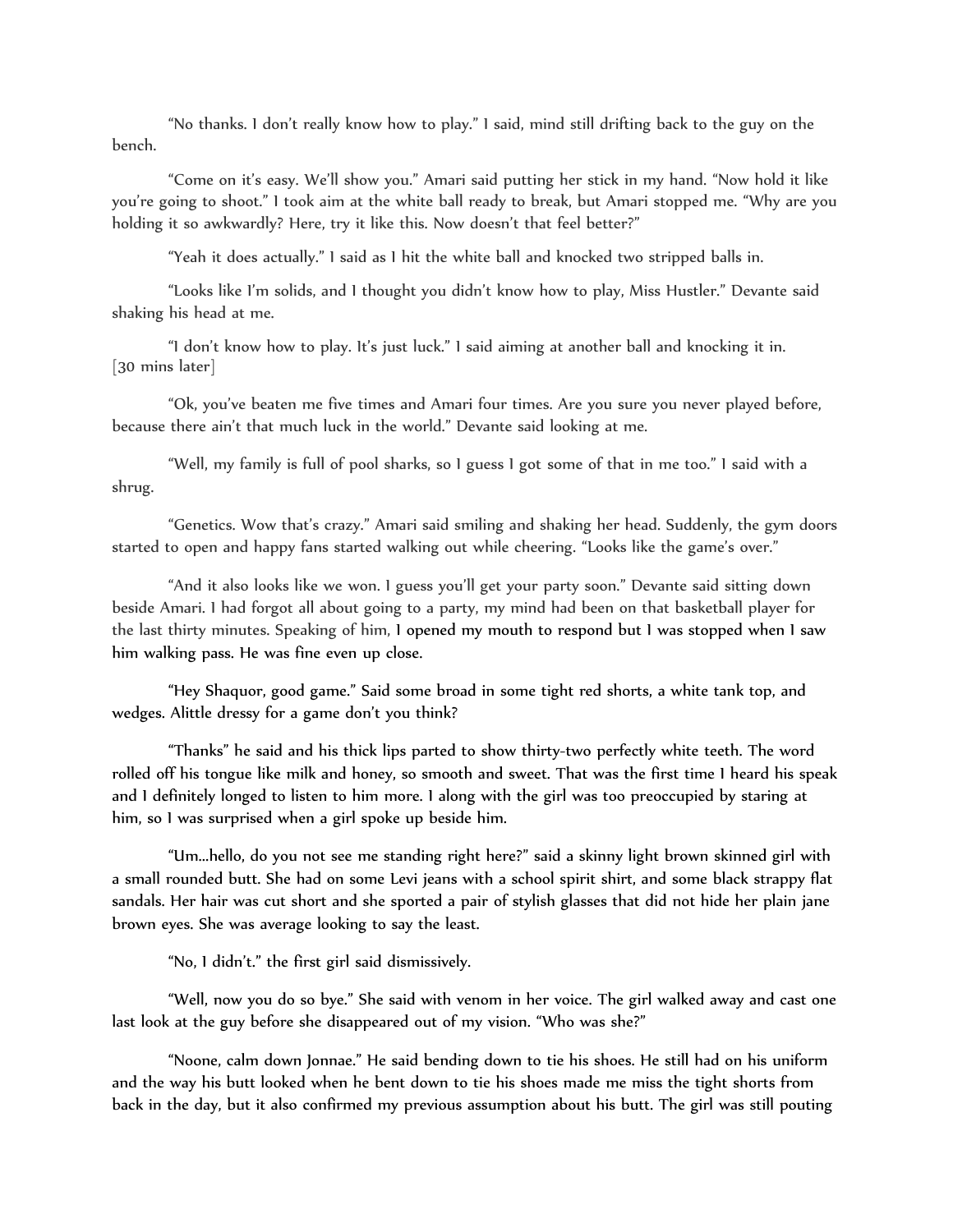"No thanks. I don't really know how to play." I said, mind still drifting back to the guy on the bench.

"Come on it's easy. We'll show you." Amari said putting her stick in my hand. "Now hold it like you're going to shoot." I took aim at the white ball ready to break, but Amari stopped me. "Why are you holding it so awkwardly? Here, try it like this. Now doesn't that feel better?"

"Yeah it does actually." I said as I hit the white ball and knocked two stripped balls in.

"Looks like I'm solids, and I thought you didn't know how to play, Miss Hustler." Devante said shaking his head at me.

"I don't know how to play. It's just luck." I said aiming at another ball and knocking it in.
[30 mins later]

"Ok, you've beaten me five times and Amari four times. Are you sure you never played before, because there ain't that much luck in the world." Devante said looking at me.

"Well, my family is full of pool sharks, so I guess I got some of that in me too." I said with a shrug.

"Genetics. Wow that's crazy." Amari said smiling and shaking her head. Suddenly, the gym doors started to open and happy fans started walking out while cheering. "Looks like the game's over."

"And it also looks like we won. I guess you'll get your party soon." Devante said sitting down beside Amari. I had forgot all about going to a party, my mind had been on that basketball player for the last thirty minutes. Speaking of him, I opened my mouth to respond but I was stopped when I saw him walking pass. He was fine even up close.

"Hey Shaquor, good game." Said some broad in some tight red shorts, a white tank top, and wedges. Alittle dressy for a game don't you think?

"Thanks" he said and his thick lips parted to show thirty-two perfectly white teeth. The word rolled off his tongue like milk and honey, so smooth and sweet. That was the first time I heard his speak and I definitely longed to listen to him more. I along with the girl was too preoccupied by staring at him, so I was surprised when a girl spoke up beside him.

"Um…hello, do you not see me standing right here?" said a skinny light brown skinned girl with a small rounded butt. She had on some Levi jeans with a school spirit shirt, and some black strappy flat sandals. Her hair was cut short and she sported a pair of stylish glasses that did not hide her plain jane brown eyes. She was average looking to say the least.

"No, I didn't." the first girl said dismissively.

"Well, now you do so bye." She said with venom in her voice. The girl walked away and cast one last look at the guy before she disappeared out of my vision. "Who was she?"

"Noone, calm down Jonnae." He said bending down to tie his shoes. He still had on his uniform and the way his butt looked when he bent down to tie his shoes made me miss the tight shorts from back in the day, but it also confirmed my previous assumption about his butt. The girl was still pouting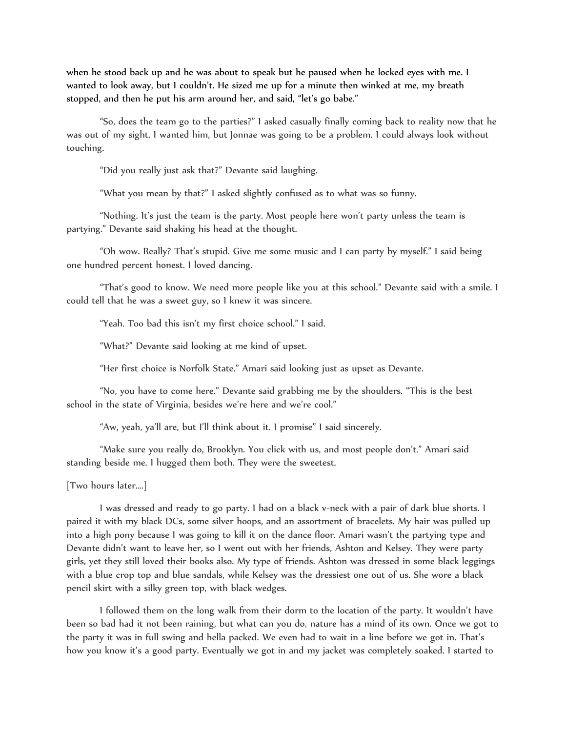when he stood back up and he was about to speak but he paused when he locked eyes with me. I wanted to look away, but I couldn't. He sized me up for a minute then winked at me, my breath stopped, and then he put his arm around her, and said, "let's go babe."

"So, does the team go to the parties?" I asked casually finally coming back to reality now that he was out of my sight. I wanted him, but Jonnae was going to be a problem. I could always look without touching.

"Did you really just ask that?" Devante said laughing.

"What you mean by that?" I asked slightly confused as to what was so funny.

"Nothing. It's just the team is the party. Most people here won't party unless the team is partying." Devante said shaking his head at the thought.

"Oh wow. Really? That's stupid. Give me some music and I can party by myself." I said being one hundred percent honest. I loved dancing.

"That's good to know. We need more people like you at this school." Devante said with a smile. I could tell that he was a sweet guy, so I knew it was sincere.

"Yeah. Too bad this isn't my first choice school." I said.

"What?" Devante said looking at me kind of upset.

"Her first choice is Norfolk State." Amari said looking just as upset as Devante.

"No, you have to come here." Devante said grabbing me by the shoulders. "This is the best school in the state of Virginia, besides we're here and we're cool."

"Aw, yeah, ya'll are, but I'll think about it. I promise" I said sincerely.

"Make sure you really do, Brooklyn. You click with us, and most people don't." Amari said standing beside me. I hugged them both. They were the sweetest.

[Two hours later....]

I was dressed and ready to go party. I had on a black v-neck with a pair of dark blue shorts. I paired it with my black DCs, some silver hoops, and an assortment of bracelets. My hair was pulled up into a high pony because I was going to kill it on the dance floor. Amari wasn't the partying type and Devante didn't want to leave her, so I went out with her friends, Ashton and Kelsey. They were party girls, yet they still loved their books also. My type of friends. Ashton was dressed in some black leggings with a blue crop top and blue sandals, while Kelsey was the dressiest one out of us. She wore a black pencil skirt with a silky green top, with black wedges.

I followed them on the long walk from their dorm to the location of the party. It wouldn't have been so bad had it not been raining, but what can you do, nature has a mind of its own. Once we got to the party it was in full swing and hella packed. We even had to wait in a line before we got in. That's how you know it's a good party. Eventually we got in and my jacket was completely soaked. I started to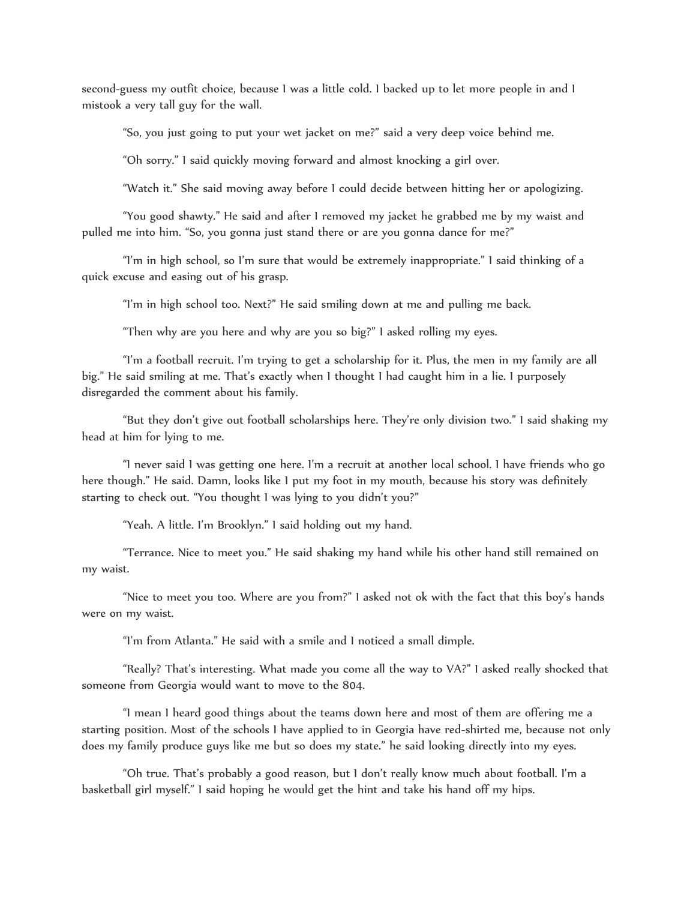second-guess my outfit choice, because I was a little cold. I backed up to let more people in and I mistook a very tall guy for the wall.

"So, you just going to put your wet jacket on me?" said a very deep voice behind me.

"Oh sorry." I said quickly moving forward and almost knocking a girl over.

"Watch it." She said moving away before I could decide between hitting her or apologizing.

"You good shawty." He said and after I removed my jacket he grabbed me by my waist and pulled me into him. "So, you gonna just stand there or are you gonna dance for me?"

"I'm in high school, so I'm sure that would be extremely inappropriate." I said thinking of a quick excuse and easing out of his grasp.

"I'm in high school too. Next?" He said smiling down at me and pulling me back.

"Then why are you here and why are you so big?" I asked rolling my eyes.

"I'm a football recruit. I'm trying to get a scholarship for it. Plus, the men in my family are all big." He said smiling at me. That's exactly when I thought I had caught him in a lie. I purposely disregarded the comment about his family.

"But they don't give out football scholarships here. They're only division two." I said shaking my head at him for lying to me.

"I never said I was getting one here. I'm a recruit at another local school. I have friends who go here though." He said. Damn, looks like I put my foot in my mouth, because his story was definitely starting to check out. "You thought I was lying to you didn't you?"

"Yeah. A little. I'm Brooklyn." I said holding out my hand.

"Terrance. Nice to meet you." He said shaking my hand while his other hand still remained on my waist.

"Nice to meet you too. Where are you from?" I asked not ok with the fact that this boy's hands were on my waist.

"I'm from Atlanta." He said with a smile and I noticed a small dimple.

"Really? That's interesting. What made you come all the way to VA?" I asked really shocked that someone from Georgia would want to move to the 804.

"I mean I heard good things about the teams down here and most of them are offering me a starting position. Most of the schools I have applied to in Georgia have red-shirted me, because not only does my family produce guys like me but so does my state." he said looking directly into my eyes.

"Oh true. That's probably a good reason, but I don't really know much about football. I'm a basketball girl myself." I said hoping he would get the hint and take his hand off my hips.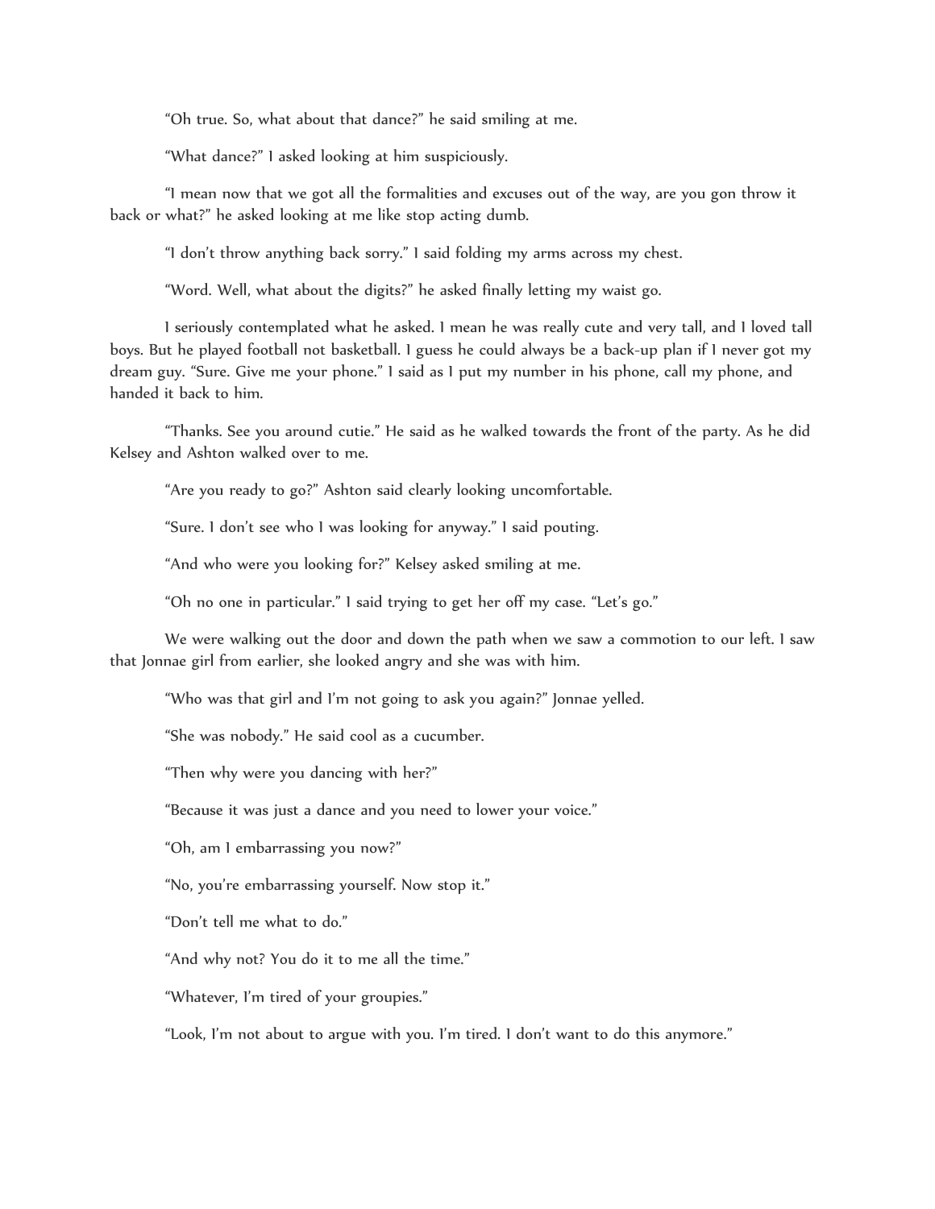"Oh true. So, what about that dance?" he said smiling at me.

"What dance?" I asked looking at him suspiciously.

"I mean now that we got all the formalities and excuses out of the way, are you gon throw it back or what?" he asked looking at me like stop acting dumb.

"I don't throw anything back sorry." I said folding my arms across my chest.

"Word. Well, what about the digits?" he asked finally letting my waist go.

I seriously contemplated what he asked. I mean he was really cute and very tall, and I loved tall boys. But he played football not basketball. I guess he could always be a back-up plan if I never got my dream guy. "Sure. Give me your phone." I said as I put my number in his phone, call my phone, and handed it back to him.

"Thanks. See you around cutie." He said as he walked towards the front of the party. As he did Kelsey and Ashton walked over to me.

"Are you ready to go?" Ashton said clearly looking uncomfortable.

"Sure. I don't see who I was looking for anyway." I said pouting.

"And who were you looking for?" Kelsey asked smiling at me.

"Oh no one in particular." I said trying to get her off my case. "Let's go."

We were walking out the door and down the path when we saw a commotion to our left. I saw that Jonnae girl from earlier, she looked angry and she was with him.

"Who was that girl and I'm not going to ask you again?" Jonnae yelled.

"She was nobody." He said cool as a cucumber.

"Then why were you dancing with her?"

"Because it was just a dance and you need to lower your voice."

"Oh, am I embarrassing you now?"

"No, you're embarrassing yourself. Now stop it."

"Don't tell me what to do."

"And why not? You do it to me all the time."

"Whatever, I'm tired of your groupies."

"Look, I'm not about to argue with you. I'm tired. I don't want to do this anymore."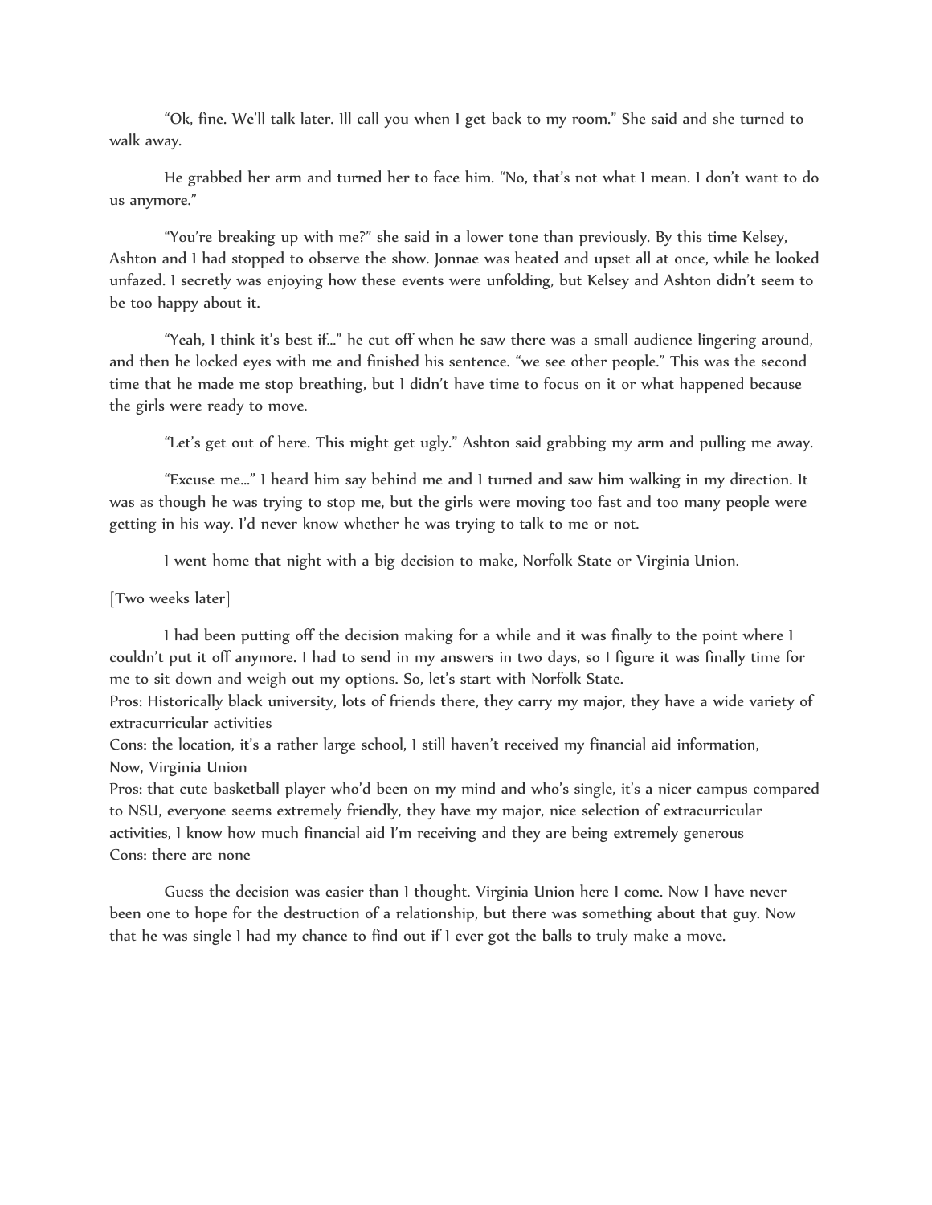"Ok, fine. We'll talk later. Ill call you when I get back to my room." She said and she turned to walk away.

He grabbed her arm and turned her to face him. "No, that's not what I mean. I don't want to do us anymore."

"You're breaking up with me?" she said in a lower tone than previously. By this time Kelsey, Ashton and I had stopped to observe the show. Jonnae was heated and upset all at once, while he looked unfazed. I secretly was enjoying how these events were unfolding, but Kelsey and Ashton didn't seem to be too happy about it.

"Yeah, I think it's best if..." he cut off when he saw there was a small audience lingering around, and then he locked eyes with me and finished his sentence. "we see other people." This was the second time that he made me stop breathing, but I didn't have time to focus on it or what happened because the girls were ready to move.

"Let's get out of here. This might get ugly." Ashton said grabbing my arm and pulling me away.

"Excuse me..." I heard him say behind me and I turned and saw him walking in my direction. It was as though he was trying to stop me, but the girls were moving too fast and too many people were getting in his way. I'd never know whether he was trying to talk to me or not.

I went home that night with a big decision to make, Norfolk State or Virginia Union.

[Two weeks later]

I had been putting off the decision making for a while and it was finally to the point where I couldn't put it off anymore. I had to send in my answers in two days, so I figure it was finally time for me to sit down and weigh out my options. So, let's start with Norfolk State.
Pros: Historically black university, lots of friends there, they carry my major, they have a wide variety of extracurricular activities
Cons: the location, it's a rather large school, I still haven't received my financial aid information,
Now, Virginia Union
Pros: that cute basketball player who'd been on my mind and who's single, it's a nicer campus compared to NSU, everyone seems extremely friendly, they have my major, nice selection of extracurricular activities, I know how much financial aid I'm receiving and they are being extremely generous
Cons: there are none

Guess the decision was easier than I thought. Virginia Union here I come. Now I have never been one to hope for the destruction of a relationship, but there was something about that guy. Now that he was single I had my chance to find out if I ever got the balls to truly make a move.